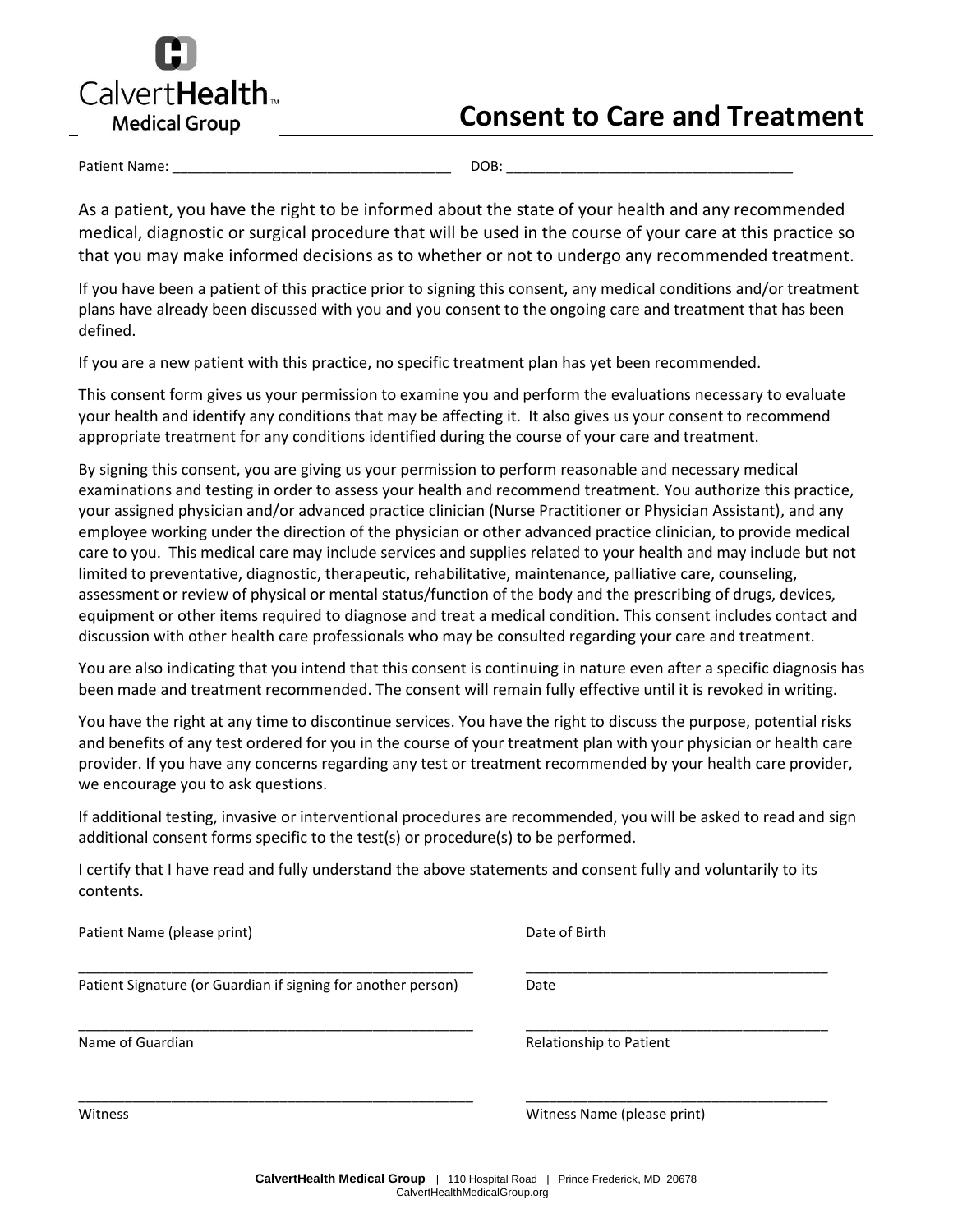CalvertHealth™
Medical Group

# Consent to Care and Treatment

Patient Name: ____________________________________ DOB: _____________________________________

As a patient, you have the right to be informed about the state of your health and any recommended medical, diagnostic or surgical procedure that will be used in the course of your care at this practice so that you may make informed decisions as to whether or not to undergo any recommended treatment.

If you have been a patient of this practice prior to signing this consent, any medical conditions and/or treatment plans have already been discussed with you and you consent to the ongoing care and treatment that has been defined.

If you are a new patient with this practice, no specific treatment plan has yet been recommended.

This consent form gives us your permission to examine you and perform the evaluations necessary to evaluate your health and identify any conditions that may be affecting it. It also gives us your consent to recommend appropriate treatment for any conditions identified during the course of your care and treatment.

By signing this consent, you are giving us your permission to perform reasonable and necessary medical examinations and testing in order to assess your health and recommend treatment. You authorize this practice, your assigned physician and/or advanced practice clinician (Nurse Practitioner or Physician Assistant), and any employee working under the direction of the physician or other advanced practice clinician, to provide medical care to you. This medical care may include services and supplies related to your health and may include but not limited to preventative, diagnostic, therapeutic, rehabilitative, maintenance, palliative care, counseling, assessment or review of physical or mental status/function of the body and the prescribing of drugs, devices, equipment or other items required to diagnose and treat a medical condition. This consent includes contact and discussion with other health care professionals who may be consulted regarding your care and treatment.

You are also indicating that you intend that this consent is continuing in nature even after a specific diagnosis has been made and treatment recommended. The consent will remain fully effective until it is revoked in writing.

You have the right at any time to discontinue services. You have the right to discuss the purpose, potential risks and benefits of any test ordered for you in the course of your treatment plan with your physician or health care provider. If you have any concerns regarding any test or treatment recommended by your health care provider, we encourage you to ask questions.

If additional testing, invasive or interventional procedures are recommended, you will be asked to read and sign additional consent forms specific to the test(s) or procedure(s) to be performed.

I certify that I have read and fully understand the above statements and consent fully and voluntarily to its contents.

Patient Name (please print) | Date of Birth

_____________________________________________________ | _________________________________________

Patient Signature (or Guardian if signing for another person) | Date

_____________________________________________________ | _________________________________________

Name of Guardian | Relationship to Patient

_____________________________________________________ | _________________________________________

Witness | Witness Name (please print)

**CalvertHealth Medical Group** | 110 Hospital Road | Prince Frederick, MD 20678
CalvertHealthMedicalGroup.org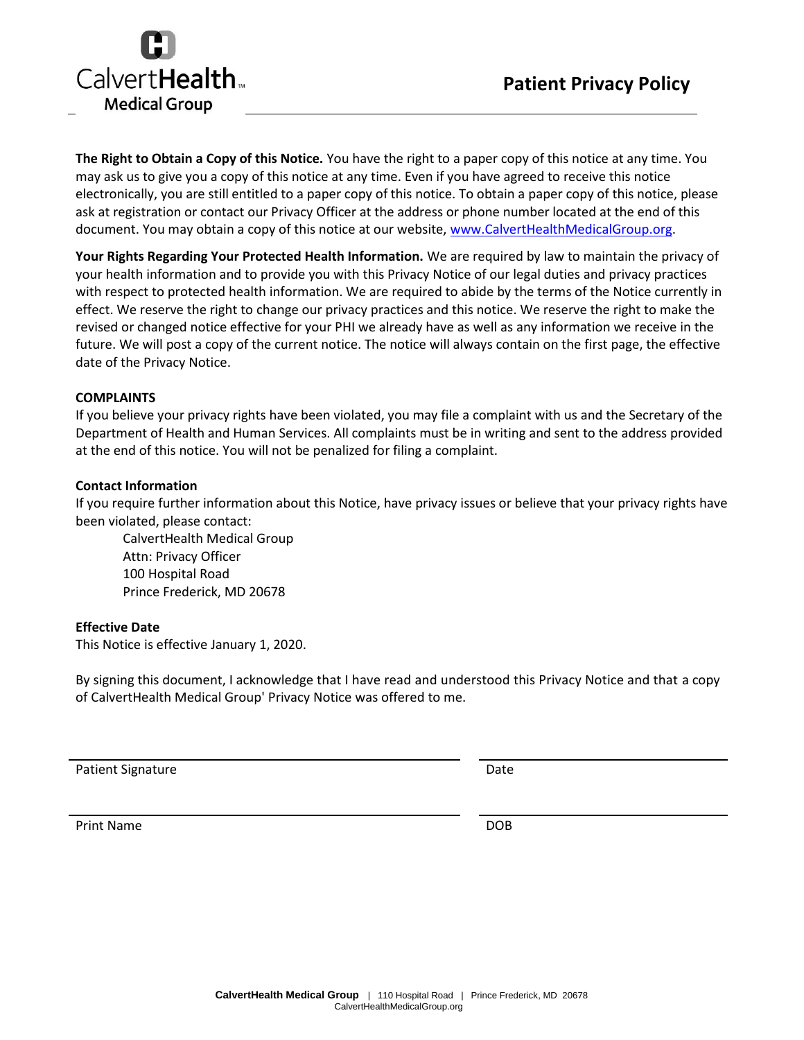# Patient Privacy Policy

**The Right to Obtain a Copy of this Notice.** You have the right to a paper copy of this notice at any time. You may ask us to give you a copy of this notice at any time. Even if you have agreed to receive this notice electronically, you are still entitled to a paper copy of this notice. To obtain a paper copy of this notice, please ask at registration or contact our Privacy Officer at the address or phone number located at the end of this document. You may obtain a copy of this notice at our website, [www.CalvertHealthMedicalGroup.org](http://www.CalvertHealthMedicalGroup.org).

**Your Rights Regarding Your Protected Health Information.** We are required by law to maintain the privacy of your health information and to provide you with this Privacy Notice of our legal duties and privacy practices with respect to protected health information. We are required to abide by the terms of the Notice currently in effect. We reserve the right to change our privacy practices and this notice. We reserve the right to make the revised or changed notice effective for your PHI we already have as well as any information we receive in the future. We will post a copy of the current notice. The notice will always contain on the first page, the effective date of the Privacy Notice.

**COMPLAINTS**

If you believe your privacy rights have been violated, you may file a complaint with us and the Secretary of the Department of Health and Human Services. All complaints must be in writing and sent to the address provided at the end of this notice. You will not be penalized for filing a complaint.

**Contact Information**

If you require further information about this Notice, have privacy issues or believe that your privacy rights have been violated, please contact:

CalvertHealth Medical Group
Attn: Privacy Officer
100 Hospital Road
Prince Frederick, MD 20678

**Effective Date**

This Notice is effective January 1, 2020.

By signing this document, I acknowledge that I have read and understood this Privacy Notice and that a copy of CalvertHealth Medical Group' Privacy Notice was offered to me.

Patient Signature ____________________ Date ____________________

Print Name ____________________ DOB ____________________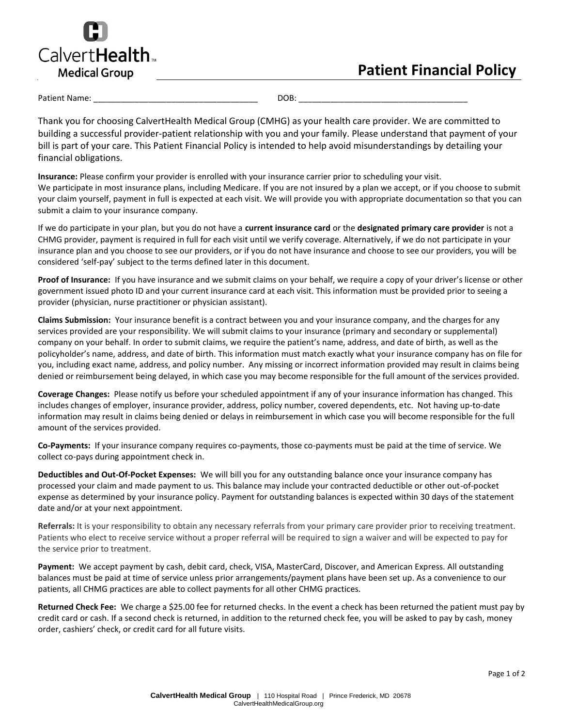CalvertHealth Medical Group

# Patient Financial Policy

Patient Name: ____________________________________ DOB: ______________________________________

Thank you for choosing CalvertHealth Medical Group (CMHG) as your health care provider. We are committed to building a successful provider-patient relationship with you and your family. Please understand that payment of your bill is part of your care. This Patient Financial Policy is intended to help avoid misunderstandings by detailing your financial obligations.

**Insurance:** Please confirm your provider is enrolled with your insurance carrier prior to scheduling your visit.
We participate in most insurance plans, including Medicare. If you are not insured by a plan we accept, or if you choose to submit your claim yourself, payment in full is expected at each visit. We will provide you with appropriate documentation so that you can submit a claim to your insurance company.

If we do participate in your plan, but you do not have a **current insurance card** or the **designated primary care provider** is not a CHMG provider, payment is required in full for each visit until we verify coverage. Alternatively, if we do not participate in your insurance plan and you choose to see our providers, or if you do not have insurance and choose to see our providers, you will be considered 'self-pay' subject to the terms defined later in this document.

**Proof of Insurance:** If you have insurance and we submit claims on your behalf, we require a copy of your driver's license or other government issued photo ID and your current insurance card at each visit. This information must be provided prior to seeing a provider (physician, nurse practitioner or physician assistant).

**Claims Submission:** Your insurance benefit is a contract between you and your insurance company, and the charges for any services provided are your responsibility. We will submit claims to your insurance (primary and secondary or supplemental) company on your behalf. In order to submit claims, we require the patient's name, address, and date of birth, as well as the policyholder's name, address, and date of birth. This information must match exactly what your insurance company has on file for you, including exact name, address, and policy number. Any missing or incorrect information provided may result in claims being denied or reimbursement being delayed, in which case you may become responsible for the full amount of the services provided.

**Coverage Changes:** Please notify us before your scheduled appointment if any of your insurance information has changed. This includes changes of employer, insurance provider, address, policy number, covered dependents, etc. Not having up-to-date information may result in claims being denied or delays in reimbursement in which case you will become responsible for the full amount of the services provided.

**Co-Payments:** If your insurance company requires co-payments, those co-payments must be paid at the time of service. We collect co-pays during appointment check in.

**Deductibles and Out-Of-Pocket Expenses:** We will bill you for any outstanding balance once your insurance company has processed your claim and made payment to us. This balance may include your contracted deductible or other out-of-pocket expense as determined by your insurance policy. Payment for outstanding balances is expected within 30 days of the statement date and/or at your next appointment.

**Referrals:** It is your responsibility to obtain any necessary referrals from your primary care provider prior to receiving treatment. Patients who elect to receive service without a proper referral will be required to sign a waiver and will be expected to pay for the service prior to treatment.

**Payment:** We accept payment by cash, debit card, check, VISA, MasterCard, Discover, and American Express. All outstanding balances must be paid at time of service unless prior arrangements/payment plans have been set up. As a convenience to our patients, all CHMG practices are able to collect payments for all other CHMG practices.

**Returned Check Fee:** We charge a $25.00 fee for returned checks. In the event a check has been returned the patient must pay by credit card or cash. If a second check is returned, in addition to the returned check fee, you will be asked to pay by cash, money order, cashiers' check, or credit card for all future visits.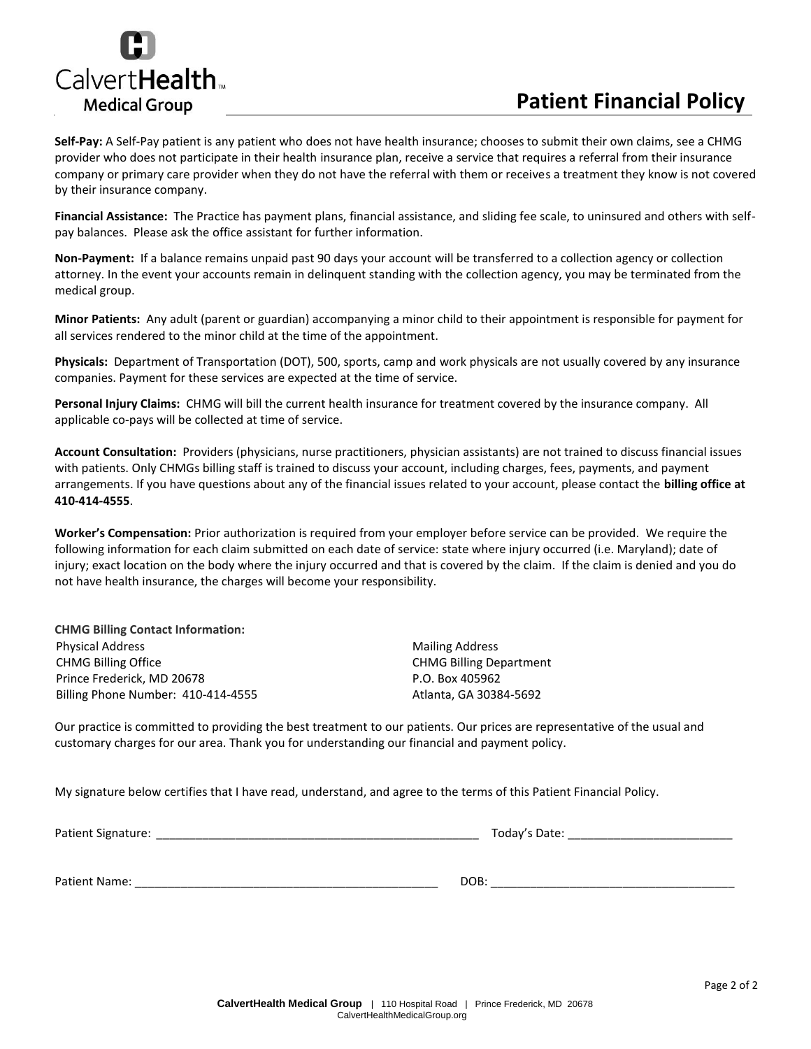CalvertHealth Medical Group

# Patient Financial Policy

**Self-Pay:** A Self-Pay patient is any patient who does not have health insurance; chooses to submit their own claims, see a CHMG provider who does not participate in their health insurance plan, receive a service that requires a referral from their insurance company or primary care provider when they do not have the referral with them or receives a treatment they know is not covered by their insurance company.

**Financial Assistance:** The Practice has payment plans, financial assistance, and sliding fee scale, to uninsured and others with self-pay balances. Please ask the office assistant for further information.

**Non-Payment:** If a balance remains unpaid past 90 days your account will be transferred to a collection agency or collection attorney. In the event your accounts remain in delinquent standing with the collection agency, you may be terminated from the medical group.

**Minor Patients:** Any adult (parent or guardian) accompanying a minor child to their appointment is responsible for payment for all services rendered to the minor child at the time of the appointment.

**Physicals:** Department of Transportation (DOT), 500, sports, camp and work physicals are not usually covered by any insurance companies. Payment for these services are expected at the time of service.

**Personal Injury Claims:** CHMG will bill the current health insurance for treatment covered by the insurance company. All applicable co-pays will be collected at time of service.

**Account Consultation:** Providers (physicians, nurse practitioners, physician assistants) are not trained to discuss financial issues with patients. Only CHMGs billing staff is trained to discuss your account, including charges, fees, payments, and payment arrangements. If you have questions about any of the financial issues related to your account, please contact the **billing office at 410-414-4555**.

**Worker's Compensation:** Prior authorization is required from your employer before service can be provided. We require the following information for each claim submitted on each date of service: state where injury occurred (i.e. Maryland); date of injury; exact location on the body where the injury occurred and that is covered by the claim. If the claim is denied and you do not have health insurance, the charges will become your responsibility.

**CHMG Billing Contact Information:**

Physical Address
CHMG Billing Office
Prince Frederick, MD 20678
Billing Phone Number: 410-414-4555

Mailing Address
CHMG Billing Department
P.O. Box 405962
Atlanta, GA 30384-5692

Our practice is committed to providing the best treatment to our patients. Our prices are representative of the usual and customary charges for our area. Thank you for understanding our financial and payment policy.

My signature below certifies that I have read, understand, and agree to the terms of this Patient Financial Policy.

Patient Signature: ______________________________ Today's Date: ______________________

Patient Name: ______________________________ DOB: ______________________

**CalvertHealth Medical Group** | 110 Hospital Road | Prince Frederick, MD 20678
CalvertHealthMedicalGroup.org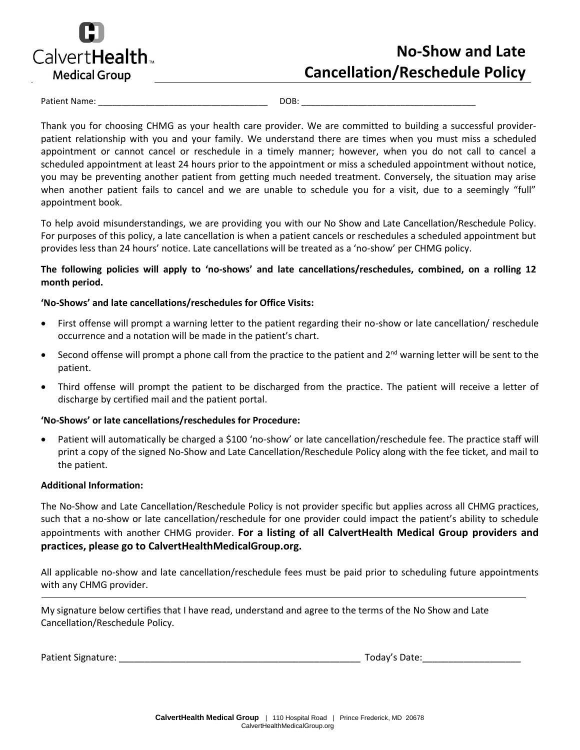CalvertHealth Medical Group

# No-Show and Late Cancellation/Reschedule Policy

Patient Name: ___________________________________ DOB: ____________________________________

Thank you for choosing CHMG as your health care provider. We are committed to building a successful provider-patient relationship with you and your family. We understand there are times when you must miss a scheduled appointment or cannot cancel or reschedule in a timely manner; however, when you do not call to cancel a scheduled appointment at least 24 hours prior to the appointment or miss a scheduled appointment without notice, you may be preventing another patient from getting much needed treatment. Conversely, the situation may arise when another patient fails to cancel and we are unable to schedule you for a visit, due to a seemingly "full" appointment book.

To help avoid misunderstandings, we are providing you with our No Show and Late Cancellation/Reschedule Policy. For purposes of this policy, a late cancellation is when a patient cancels or reschedules a scheduled appointment but provides less than 24 hours' notice. Late cancellations will be treated as a 'no-show' per CHMG policy.

**The following policies will apply to 'no-shows' and late cancellations/reschedules, combined, on a rolling 12 month period.**

**'No-Shows' and late cancellations/reschedules for Office Visits:**

- First offense will prompt a warning letter to the patient regarding their no-show or late cancellation/ reschedule occurrence and a notation will be made in the patient's chart.
- Second offense will prompt a phone call from the practice to the patient and 2nd warning letter will be sent to the patient.
- Third offense will prompt the patient to be discharged from the practice. The patient will receive a letter of discharge by certified mail and the patient portal.

**'No-Shows' or late cancellations/reschedules for Procedure:**

- Patient will automatically be charged a $100 'no-show' or late cancellation/reschedule fee. The practice staff will print a copy of the signed No-Show and Late Cancellation/Reschedule Policy along with the fee ticket, and mail to the patient.

**Additional Information:**

The No-Show and Late Cancellation/Reschedule Policy is not provider specific but applies across all CHMG practices, such that a no-show or late cancellation/reschedule for one provider could impact the patient's ability to schedule appointments with another CHMG provider. **For a listing of all CalvertHealth Medical Group providers and practices, please go to CalvertHealthMedicalGroup.org.**

All applicable no-show and late cancellation/reschedule fees must be paid prior to scheduling future appointments with any CHMG provider.

---

My signature below certifies that I have read, understand and agree to the terms of the No Show and Late Cancellation/Reschedule Policy.

Patient Signature: _______________________________________________ Today's Date:___________________

**CalvertHealth Medical Group** | 110 Hospital Road | Prince Frederick, MD 20678
CalvertHealthMedicalGroup.org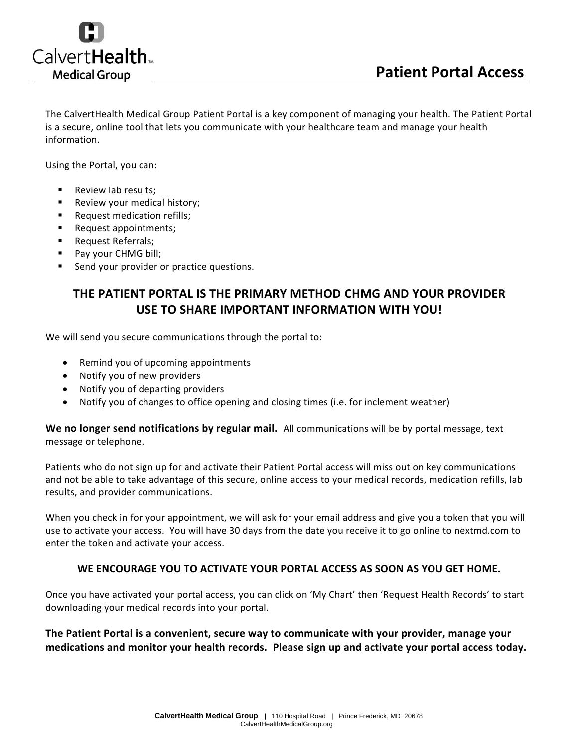CalvertHealth Medical Group

# Patient Portal Access

The CalvertHealth Medical Group Patient Portal is a key component of managing your health. The Patient Portal is a secure, online tool that lets you communicate with your healthcare team and manage your health information.

Using the Portal, you can:

- Review lab results;
- Review your medical history;
- Request medication refills;
- Request appointments;
- Request Referrals;
- Pay your CHMG bill;
- Send your provider or practice questions.

## THE PATIENT PORTAL IS THE PRIMARY METHOD CHMG AND YOUR PROVIDER USE TO SHARE IMPORTANT INFORMATION WITH YOU!

We will send you secure communications through the portal to:

- Remind you of upcoming appointments
- Notify you of new providers
- Notify you of departing providers
- Notify you of changes to office opening and closing times (i.e. for inclement weather)

**We no longer send notifications by regular mail.** All communications will be by portal message, text message or telephone.

Patients who do not sign up for and activate their Patient Portal access will miss out on key communications and not be able to take advantage of this secure, online access to your medical records, medication refills, lab results, and provider communications.

When you check in for your appointment, we will ask for your email address and give you a token that you will use to activate your access. You will have 30 days from the date you receive it to go online to nextmd.com to enter the token and activate your access.

**WE ENCOURAGE YOU TO ACTIVATE YOUR PORTAL ACCESS AS SOON AS YOU GET HOME.**

Once you have activated your portal access, you can click on 'My Chart' then 'Request Health Records' to start downloading your medical records into your portal.

**The Patient Portal is a convenient, secure way to communicate with your provider, manage your medications and monitor your health records. Please sign up and activate your portal access today.**

**CalvertHealth Medical Group** | 110 Hospital Road | Prince Frederick, MD 20678
CalvertHealthMedicalGroup.org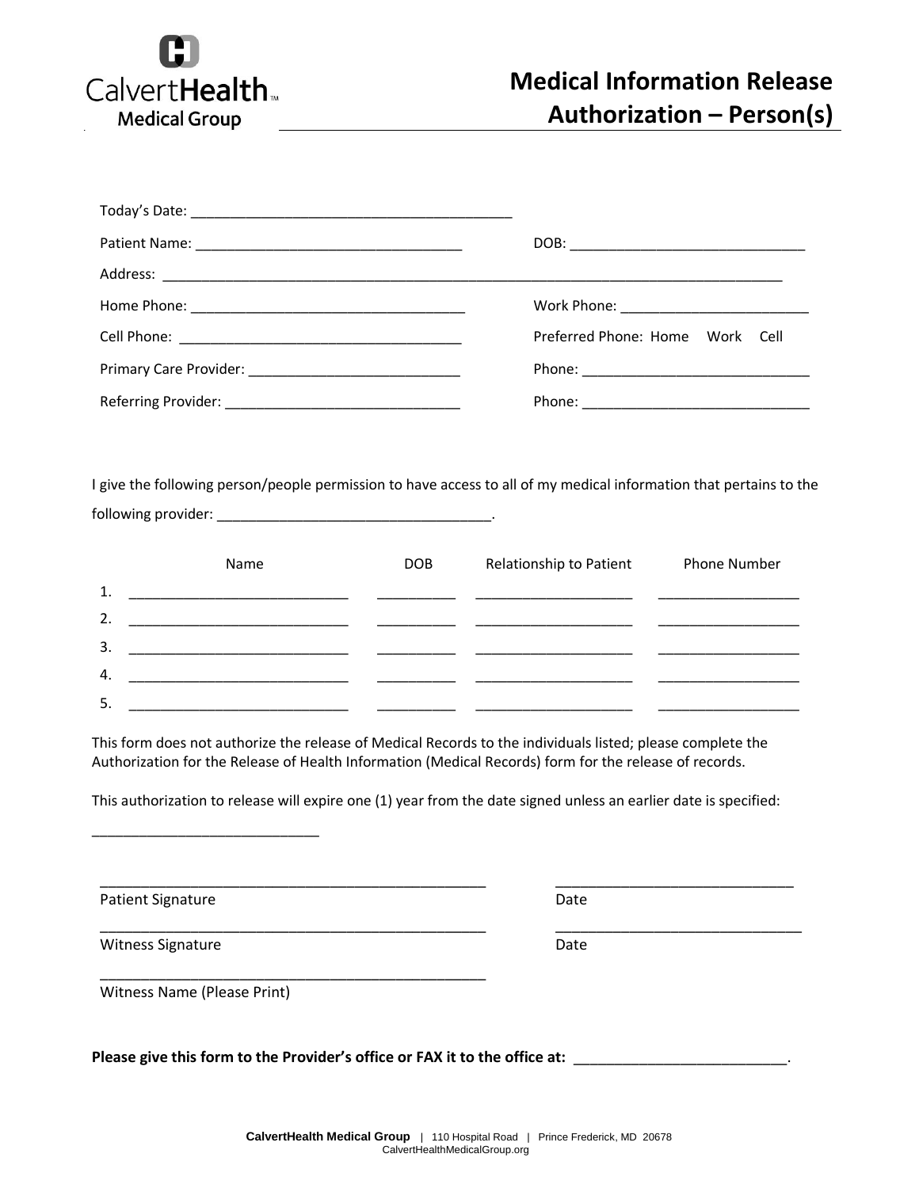CalvertHealth Medical Group

# Medical Information Release Authorization – Person(s)

Today's Date: ________________________________________

Patient Name: __________________________________ DOB: _____________________________

Address: ______________________________________________________________________________

Home Phone: ___________________________________ Work Phone: ________________________

Cell Phone: ____________________________________ Preferred Phone: Home Work Cell

Primary Care Provider: ___________________________ Phone: _____________________________

Referring Provider: _____________________________ Phone: _____________________________

I give the following person/people permission to have access to all of my medical information that pertains to the following provider: ___________________________________.

| | Name | DOB | Relationship to Patient | Phone Number |
|---|---|---|---|---|
| 1. | ____________________________ | __________ | ____________________ | __________________ |
| 2. | ____________________________ | __________ | ____________________ | __________________ |
| 3. | ____________________________ | __________ | ____________________ | __________________ |
| 4. | ____________________________ | __________ | ____________________ | __________________ |
| 5. | ____________________________ | __________ | ____________________ | __________________ |

This form does not authorize the release of Medical Records to the individuals listed; please complete the Authorization for the Release of Health Information (Medical Records) form for the release of records.

This authorization to release will expire one (1) year from the date signed unless an earlier date is specified:

_____________________________

_________________________________________________ ______________________________

Patient Signature Date

_________________________________________________ _______________________________

Witness Signature Date

_________________________________________________

Witness Name (Please Print)

**Please give this form to the Provider's office or FAX it to the office at:** __________________________.

**CalvertHealth Medical Group** | 110 Hospital Road | Prince Frederick, MD 20678
CalvertHealthMedicalGroup.org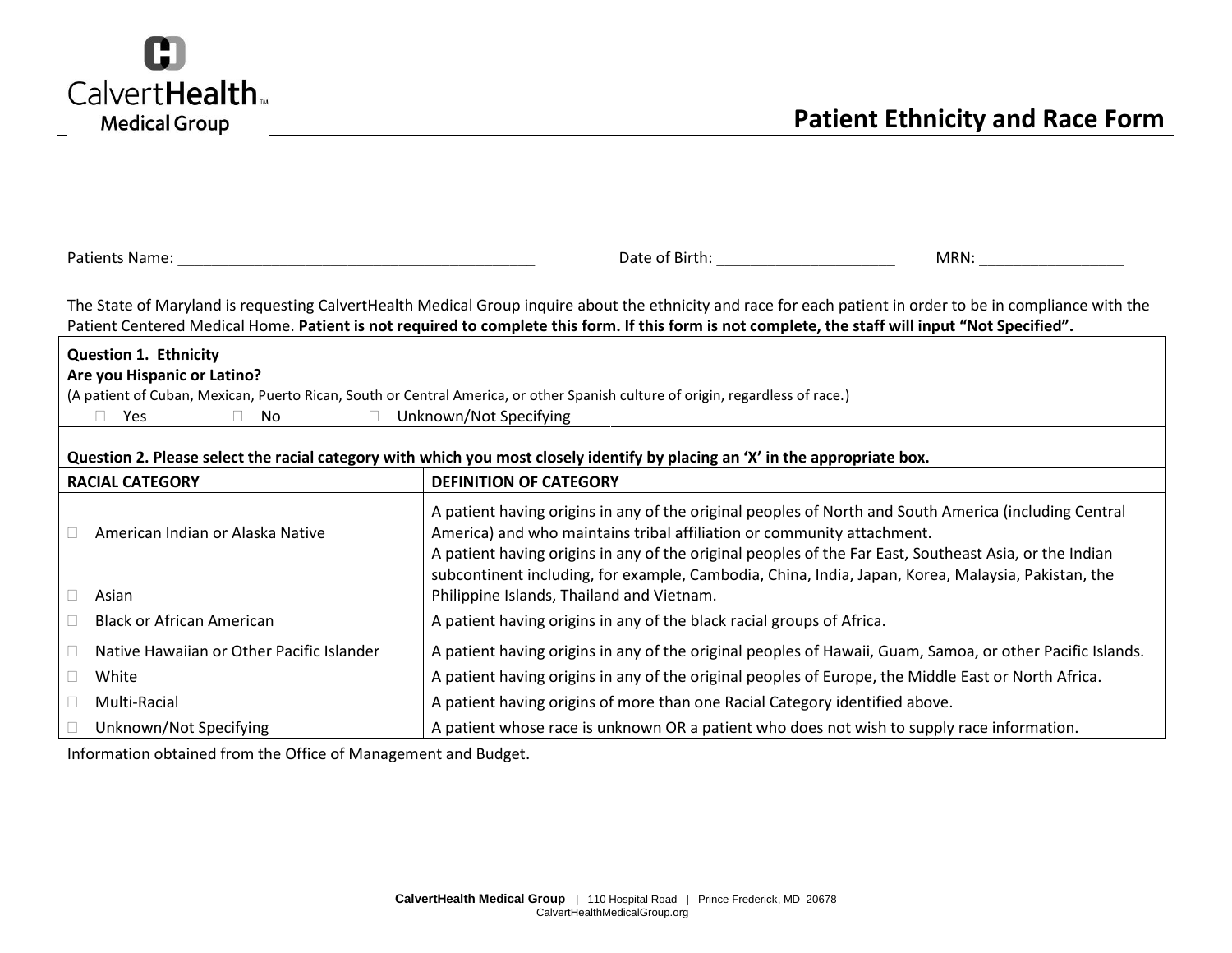CalvertHealth Medical Group

# Patient Ethnicity and Race Form

Patients Name: ___________________________________________ Date of Birth: _____________________ MRN: _________________

The State of Maryland is requesting CalvertHealth Medical Group inquire about the ethnicity and race for each patient in order to be in compliance with the Patient Centered Medical Home. **Patient is not required to complete this form. If this form is not complete, the staff will input "Not Specified".**

**Question 1. Ethnicity**
**Are you Hispanic or Latino?**
(A patient of Cuban, Mexican, Puerto Rican, South or Central America, or other Spanish culture of origin, regardless of race.)

☐ Yes ☐ No ☐ Unknown/Not Specifying

**Question 2. Please select the racial category with which you most closely identify by placing an 'X' in the appropriate box.**

| RACIAL CATEGORY | DEFINITION OF CATEGORY |
|---|---|
| ☐ American Indian or Alaska Native | A patient having origins in any of the original peoples of North and South America (including Central America) and who maintains tribal affiliation or community attachment. |
| ☐ Asian | A patient having origins in any of the original peoples of the Far East, Southeast Asia, or the Indian subcontinent including, for example, Cambodia, China, India, Japan, Korea, Malaysia, Pakistan, the Philippine Islands, Thailand and Vietnam. |
| ☐ Black or African American | A patient having origins in any of the black racial groups of Africa. |
| ☐ Native Hawaiian or Other Pacific Islander | A patient having origins in any of the original peoples of Hawaii, Guam, Samoa, or other Pacific Islands. |
| ☐ White | A patient having origins in any of the original peoples of Europe, the Middle East or North Africa. |
| ☐ Multi-Racial | A patient having origins of more than one Racial Category identified above. |
| ☐ Unknown/Not Specifying | A patient whose race is unknown OR a patient who does not wish to supply race information. |

Information obtained from the Office of Management and Budget.

**CalvertHealth Medical Group** | 110 Hospital Road | Prince Frederick, MD 20678
CalvertHealthMedicalGroup.org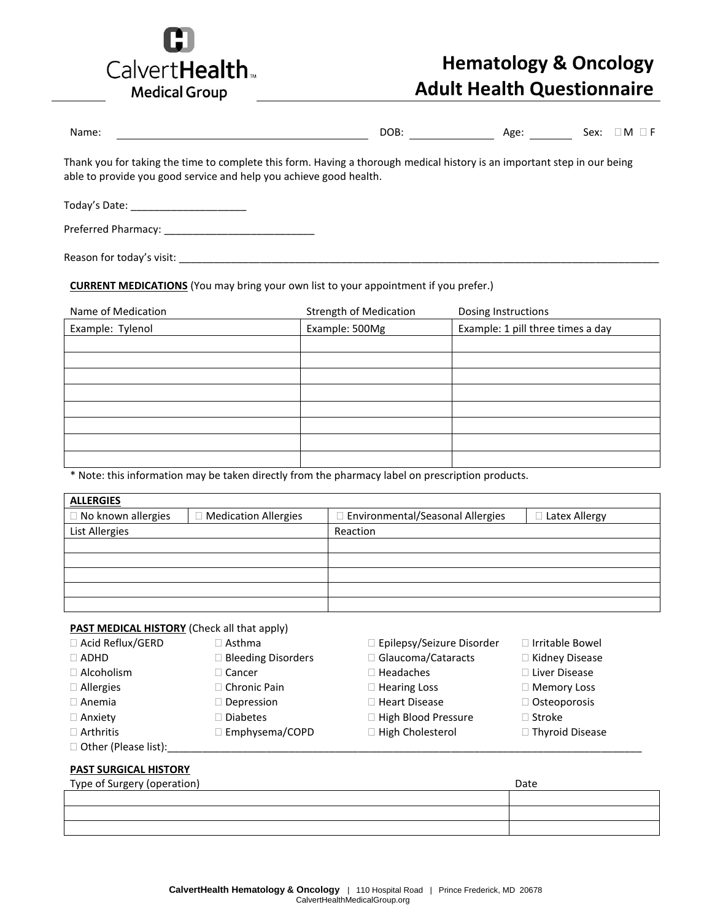CalvertHealth™
Medical Group

# Hematology & Oncology Adult Health Questionnaire

Name: ______________________ DOB: ____________ Age: _______ Sex: ☐ M ☐ F

Thank you for taking the time to complete this form. Having a thorough medical history is an important step in our being able to provide you good service and help you achieve good health.

Today's Date: ____________________

Preferred Pharmacy: __________________________

Reason for today's visit: ______________________________________________________________________________________

**CURRENT MEDICATIONS** (You may bring your own list to your appointment if you prefer.)

| Name of Medication | Strength of Medication | Dosing Instructions |
|---|---|---|
| Example: Tylenol | Example: 500Mg | Example: 1 pill three times a day |
| | | |
| | | |
| | | |
| | | |
| | | |
| | | |
| | | |
| | | |

* Note: this information may be taken directly from the pharmacy label on prescription products.

| **ALLERGIES** | | | |
|---|---|---|---|
| ☐ No known allergies | ☐ Medication Allergies | ☐ Environmental/Seasonal Allergies | ☐ Latex Allergy |
| List Allergies | | Reaction | |
| | | | |
| | | | |
| | | | |
| | | | |
| | | | |

**PAST MEDICAL HISTORY** (Check all that apply)

| | | | |
|---|---|---|---|
| ☐ Acid Reflux/GERD | ☐ Asthma | ☐ Epilepsy/Seizure Disorder | ☐ Irritable Bowel |
| ☐ ADHD | ☐ Bleeding Disorders | ☐ Glaucoma/Cataracts | ☐ Kidney Disease |
| ☐ Alcoholism | ☐ Cancer | ☐ Headaches | ☐ Liver Disease |
| ☐ Allergies | ☐ Chronic Pain | ☐ Hearing Loss | ☐ Memory Loss |
| ☐ Anemia | ☐ Depression | ☐ Heart Disease | ☐ Osteoporosis |
| ☐ Anxiety | ☐ Diabetes | ☐ High Blood Pressure | ☐ Stroke |
| ☐ Arthritis | ☐ Emphysema/COPD | ☐ High Cholesterol | ☐ Thyroid Disease |

☐ Other (Please list):______________________________________________________________________________________

**PAST SURGICAL HISTORY**

| Type of Surgery (operation) | Date |
|---|---|
| | |
| | |
| | |

**CalvertHealth Hematology & Oncology** | 110 Hospital Road | Prince Frederick, MD 20678
CalvertHealthMedicalGroup.org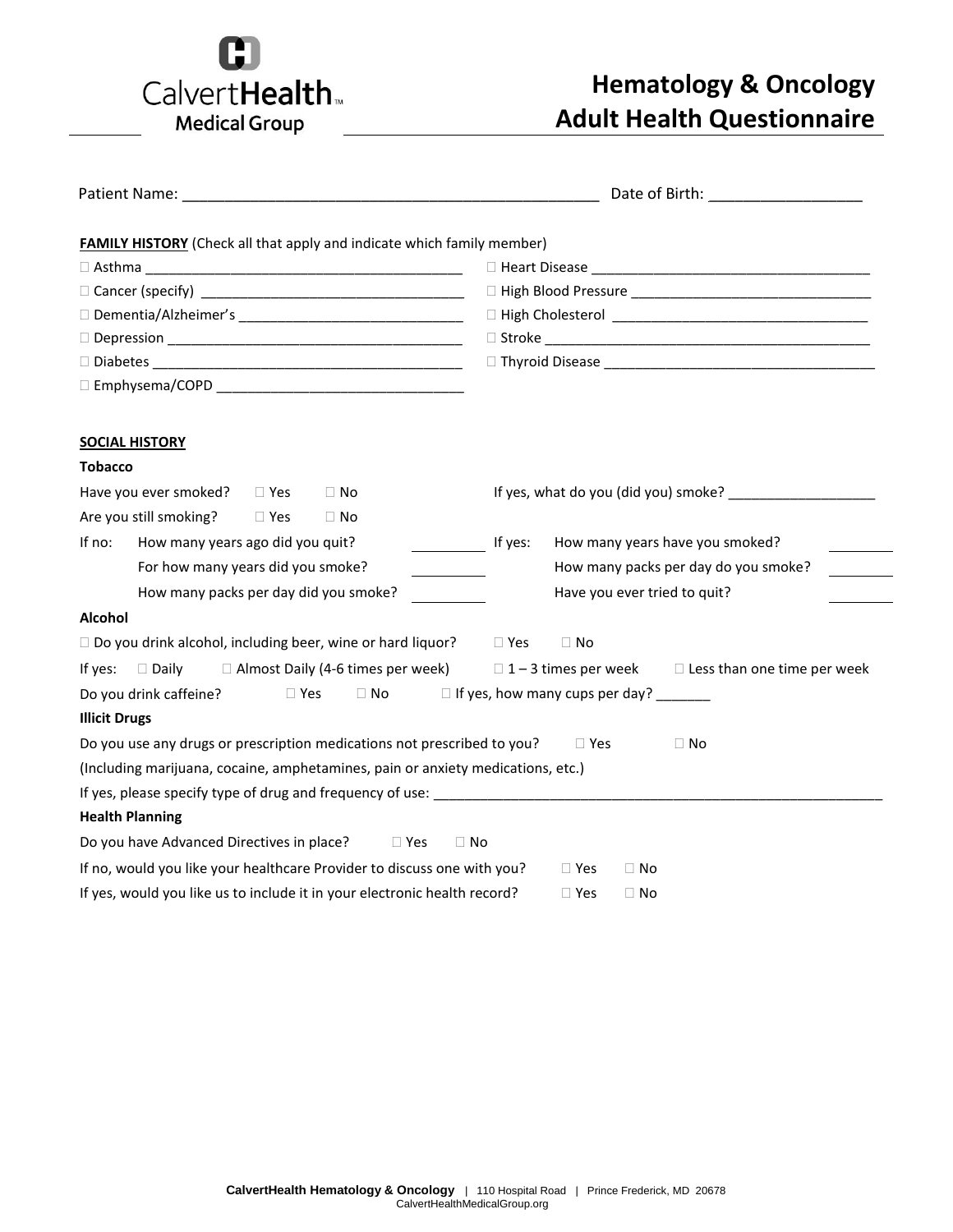CalvertHealth Medical Group

# Hematology & Oncology Adult Health Questionnaire

Patient Name: __________________________________________________ Date of Birth: __________________

**FAMILY HISTORY** (Check all that apply and indicate which family member)

- ☐ Asthma ________________________________________
- ☐ Cancer (specify) _________________________________
- ☐ Dementia/Alzheimer's _____________________________
- ☐ Depression ______________________________________
- ☐ Diabetes ________________________________________
- ☐ Emphysema/COPD ________________________________
- ☐ Heart Disease ____________________________________
- ☐ High Blood Pressure _______________________________
- ☐ High Cholesterol _________________________________
- ☐ Stroke __________________________________________
- ☐ Thyroid Disease ___________________________________

**SOCIAL HISTORY**

**Tobacco**

Have you ever smoked? ☐ Yes ☐ No

If yes, what do you (did you) smoke? ___________________

Are you still smoking? ☐ Yes ☐ No

If no:
- How many years ago did you quit? __________
- For how many years did you smoke? __________
- How many packs per day did you smoke? __________

If yes:
- How many years have you smoked? ________
- How many packs per day do you smoke? ________
- Have you ever tried to quit? ________

**Alcohol**

☐ Do you drink alcohol, including beer, wine or hard liquor? ☐ Yes ☐ No

If yes: ☐ Daily ☐ Almost Daily (4-6 times per week) ☐ 1 – 3 times per week ☐ Less than one time per week

Do you drink caffeine? ☐ Yes ☐ No ☐ If yes, how many cups per day? _______

**Illicit Drugs**

Do you use any drugs or prescription medications not prescribed to you? ☐ Yes ☐ No

(Including marijuana, cocaine, amphetamines, pain or anxiety medications, etc.)

If yes, please specify type of drug and frequency of use: ____________________________________________________________

**Health Planning**

Do you have Advanced Directives in place? ☐ Yes ☐ No

If no, would you like your healthcare Provider to discuss one with you? ☐ Yes ☐ No

If yes, would you like us to include it in your electronic health record? ☐ Yes ☐ No

**CalvertHealth Hematology & Oncology** | 110 Hospital Road | Prince Frederick, MD 20678
CalvertHealthMedicalGroup.org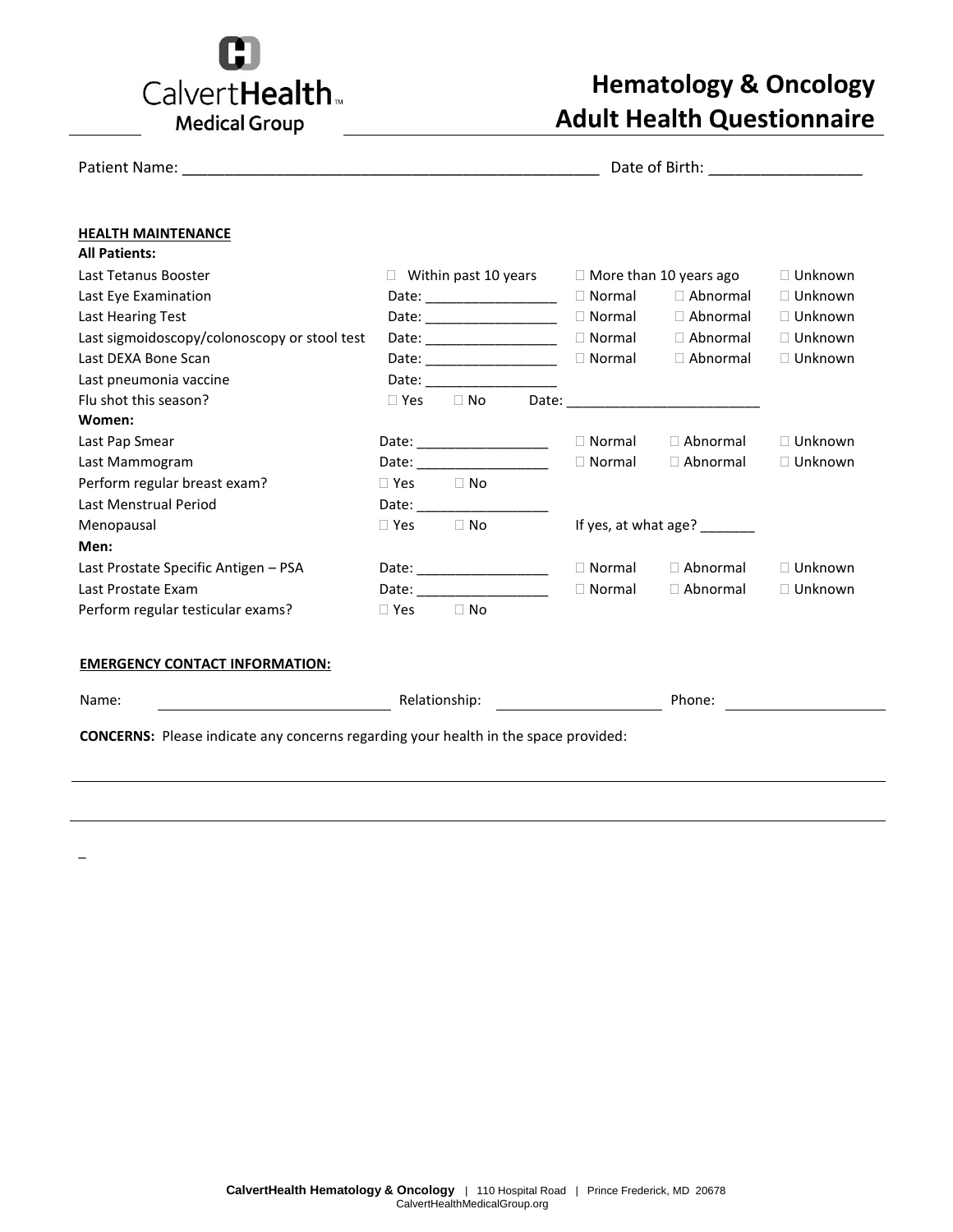CalvertHealth Medical Group

# Hematology & Oncology Adult Health Questionnaire

Patient Name: ___________________________________________________ Date of Birth: __________________

## HEALTH MAINTENANCE

**All Patients:**

| | | | | |
|---|---|---|---|---|
| Last Tetanus Booster | ☐ Within past 10 years | ☐ More than 10 years ago | | ☐ Unknown |
| Last Eye Examination | Date: _________________ | ☐ Normal | ☐ Abnormal | ☐ Unknown |
| Last Hearing Test | Date: _________________ | ☐ Normal | ☐ Abnormal | ☐ Unknown |
| Last sigmoidoscopy/colonoscopy or stool test | Date: _________________ | ☐ Normal | ☐ Abnormal | ☐ Unknown |
| Last DEXA Bone Scan | Date: _________________ | ☐ Normal | ☐ Abnormal | ☐ Unknown |
| Last pneumonia vaccine | Date: _________________ | | | |
| Flu shot this season? | ☐ Yes ☐ No | Date: _________________________ | | |

**Women:**

| | | | | |
|---|---|---|---|---|
| Last Pap Smear | Date: _________________ | ☐ Normal | ☐ Abnormal | ☐ Unknown |
| Last Mammogram | Date: _________________ | ☐ Normal | ☐ Abnormal | ☐ Unknown |
| Perform regular breast exam? | ☐ Yes ☐ No | | | |
| Last Menstrual Period | Date: _________________ | | | |
| Menopausal | ☐ Yes ☐ No | If yes, at what age? _______ | | |

**Men:**

| | | | | |
|---|---|---|---|---|
| Last Prostate Specific Antigen – PSA | Date: _________________ | ☐ Normal | ☐ Abnormal | ☐ Unknown |
| Last Prostate Exam | Date: _________________ | ☐ Normal | ☐ Abnormal | ☐ Unknown |
| Perform regular testicular exams? | ☐ Yes ☐ No | | | |

## EMERGENCY CONTACT INFORMATION:

Name: ______________________________ Relationship: ______________________ Phone: ______________________

**CONCERNS:** Please indicate any concerns regarding your health in the space provided:

_______________________________________________________________________________________________

_______________________________________________________________________________________________

_

**CalvertHealth Hematology & Oncology** | 110 Hospital Road | Prince Frederick, MD 20678
CalvertHealthMedicalGroup.org